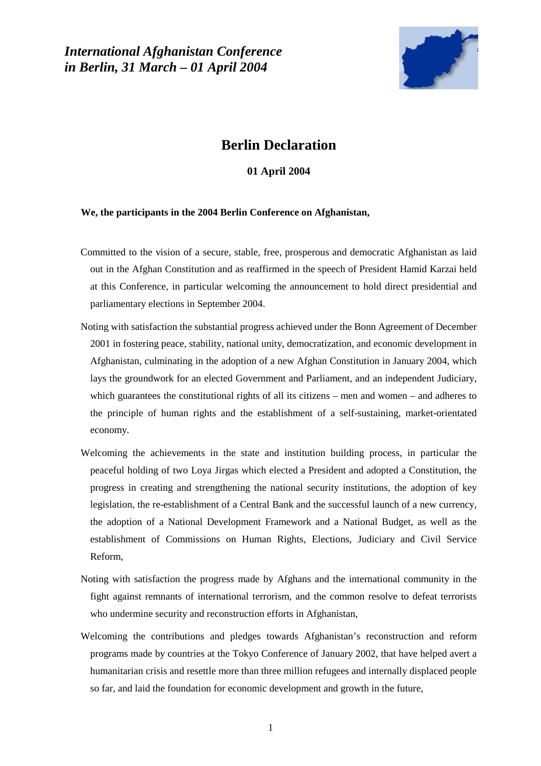*International Afghanistan Conference*
*in Berlin, 31 March – 01 April 2004*

# Berlin Declaration

**01 April 2004**

**We, the participants in the 2004 Berlin Conference on Afghanistan,**

Committed to the vision of a secure, stable, free, prosperous and democratic Afghanistan as laid out in the Afghan Constitution and as reaffirmed in the speech of President Hamid Karzai held at this Conference, in particular welcoming the announcement to hold direct presidential and parliamentary elections in September 2004.

Noting with satisfaction the substantial progress achieved under the Bonn Agreement of December 2001 in fostering peace, stability, national unity, democratization, and economic development in Afghanistan, culminating in the adoption of a new Afghan Constitution in January 2004, which lays the groundwork for an elected Government and Parliament, and an independent Judiciary, which guarantees the constitutional rights of all its citizens – men and women – and adheres to the principle of human rights and the establishment of a self-sustaining, market-orientated economy.

Welcoming the achievements in the state and institution building process, in particular the peaceful holding of two Loya Jirgas which elected a President and adopted a Constitution, the progress in creating and strengthening the national security institutions, the adoption of key legislation, the re-establishment of a Central Bank and the successful launch of a new currency, the adoption of a National Development Framework and a National Budget, as well as the establishment of Commissions on Human Rights, Elections, Judiciary and Civil Service Reform,

Noting with satisfaction the progress made by Afghans and the international community in the fight against remnants of international terrorism, and the common resolve to defeat terrorists who undermine security and reconstruction efforts in Afghanistan,

Welcoming the contributions and pledges towards Afghanistan's reconstruction and reform programs made by countries at the Tokyo Conference of January 2002, that have helped avert a humanitarian crisis and resettle more than three million refugees and internally displaced people so far, and laid the foundation for economic development and growth in the future,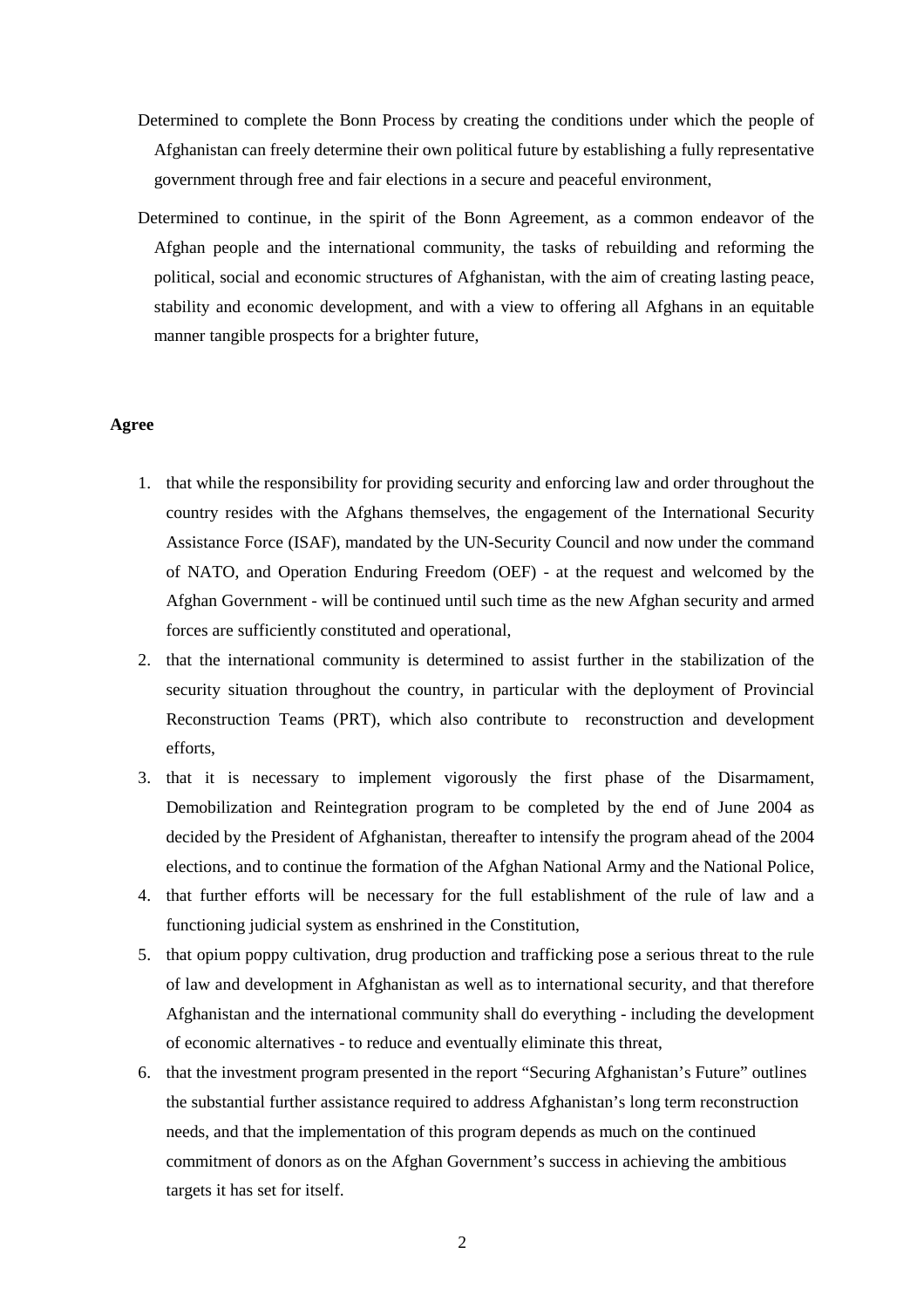Determined to complete the Bonn Process by creating the conditions under which the people of Afghanistan can freely determine their own political future by establishing a fully representative government through free and fair elections in a secure and peaceful environment,

Determined to continue, in the spirit of the Bonn Agreement, as a common endeavor of the Afghan people and the international community, the tasks of rebuilding and reforming the political, social and economic structures of Afghanistan, with the aim of creating lasting peace, stability and economic development, and with a view to offering all Afghans in an equitable manner tangible prospects for a brighter future,

**Agree**

1. that while the responsibility for providing security and enforcing law and order throughout the country resides with the Afghans themselves, the engagement of the International Security Assistance Force (ISAF), mandated by the UN-Security Council and now under the command of NATO, and Operation Enduring Freedom (OEF) - at the request and welcomed by the Afghan Government - will be continued until such time as the new Afghan security and armed forces are sufficiently constituted and operational,
2. that the international community is determined to assist further in the stabilization of the security situation throughout the country, in particular with the deployment of Provincial Reconstruction Teams (PRT), which also contribute to reconstruction and development efforts,
3. that it is necessary to implement vigorously the first phase of the Disarmament, Demobilization and Reintegration program to be completed by the end of June 2004 as decided by the President of Afghanistan, thereafter to intensify the program ahead of the 2004 elections, and to continue the formation of the Afghan National Army and the National Police,
4. that further efforts will be necessary for the full establishment of the rule of law and a functioning judicial system as enshrined in the Constitution,
5. that opium poppy cultivation, drug production and trafficking pose a serious threat to the rule of law and development in Afghanistan as well as to international security, and that therefore Afghanistan and the international community shall do everything - including the development of economic alternatives - to reduce and eventually eliminate this threat,
6. that the investment program presented in the report "Securing Afghanistan's Future" outlines the substantial further assistance required to address Afghanistan's long term reconstruction needs, and that the implementation of this program depends as much on the continued commitment of donors as on the Afghan Government's success in achieving the ambitious targets it has set for itself.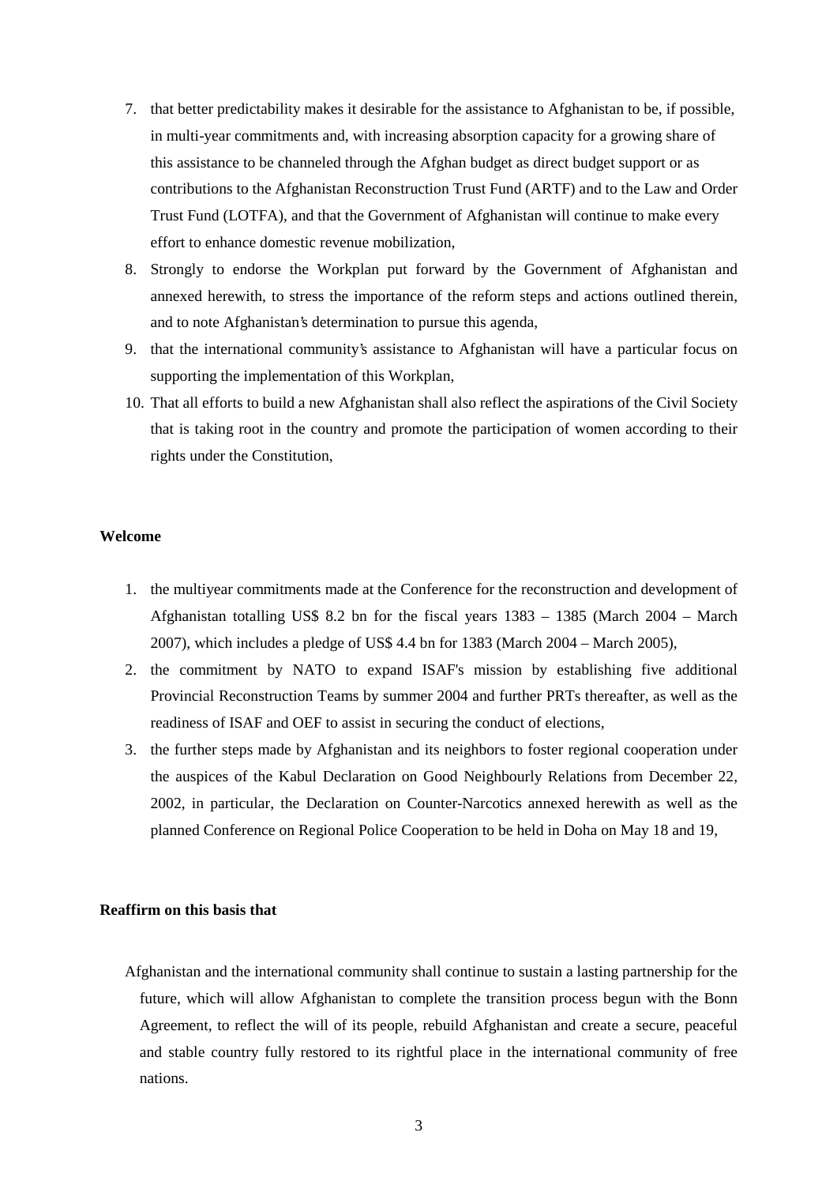7. that better predictability makes it desirable for the assistance to Afghanistan to be, if possible, in multi-year commitments and, with increasing absorption capacity for a growing share of this assistance to be channeled through the Afghan budget as direct budget support or as contributions to the Afghanistan Reconstruction Trust Fund (ARTF) and to the Law and Order Trust Fund (LOTFA), and that the Government of Afghanistan will continue to make every effort to enhance domestic revenue mobilization,
8. Strongly to endorse the Workplan put forward by the Government of Afghanistan and annexed herewith, to stress the importance of the reform steps and actions outlined therein, and to note Afghanistan's determination to pursue this agenda,
9. that the international community's assistance to Afghanistan will have a particular focus on supporting the implementation of this Workplan,
10. That all efforts to build a new Afghanistan shall also reflect the aspirations of the Civil Society that is taking root in the country and promote the participation of women according to their rights under the Constitution,

**Welcome**

1. the multiyear commitments made at the Conference for the reconstruction and development of Afghanistan totalling US$ 8.2 bn for the fiscal years 1383 – 1385 (March 2004 – March 2007), which includes a pledge of US$ 4.4 bn for 1383 (March 2004 – March 2005),
2. the commitment by NATO to expand ISAF's mission by establishing five additional Provincial Reconstruction Teams by summer 2004 and further PRTs thereafter, as well as the readiness of ISAF and OEF to assist in securing the conduct of elections,
3. the further steps made by Afghanistan and its neighbors to foster regional cooperation under the auspices of the Kabul Declaration on Good Neighbourly Relations from December 22, 2002, in particular, the Declaration on Counter-Narcotics annexed herewith as well as the planned Conference on Regional Police Cooperation to be held in Doha on May 18 and 19,

**Reaffirm on this basis that**

Afghanistan and the international community shall continue to sustain a lasting partnership for the future, which will allow Afghanistan to complete the transition process begun with the Bonn Agreement, to reflect the will of its people, rebuild Afghanistan and create a secure, peaceful and stable country fully restored to its rightful place in the international community of free nations.